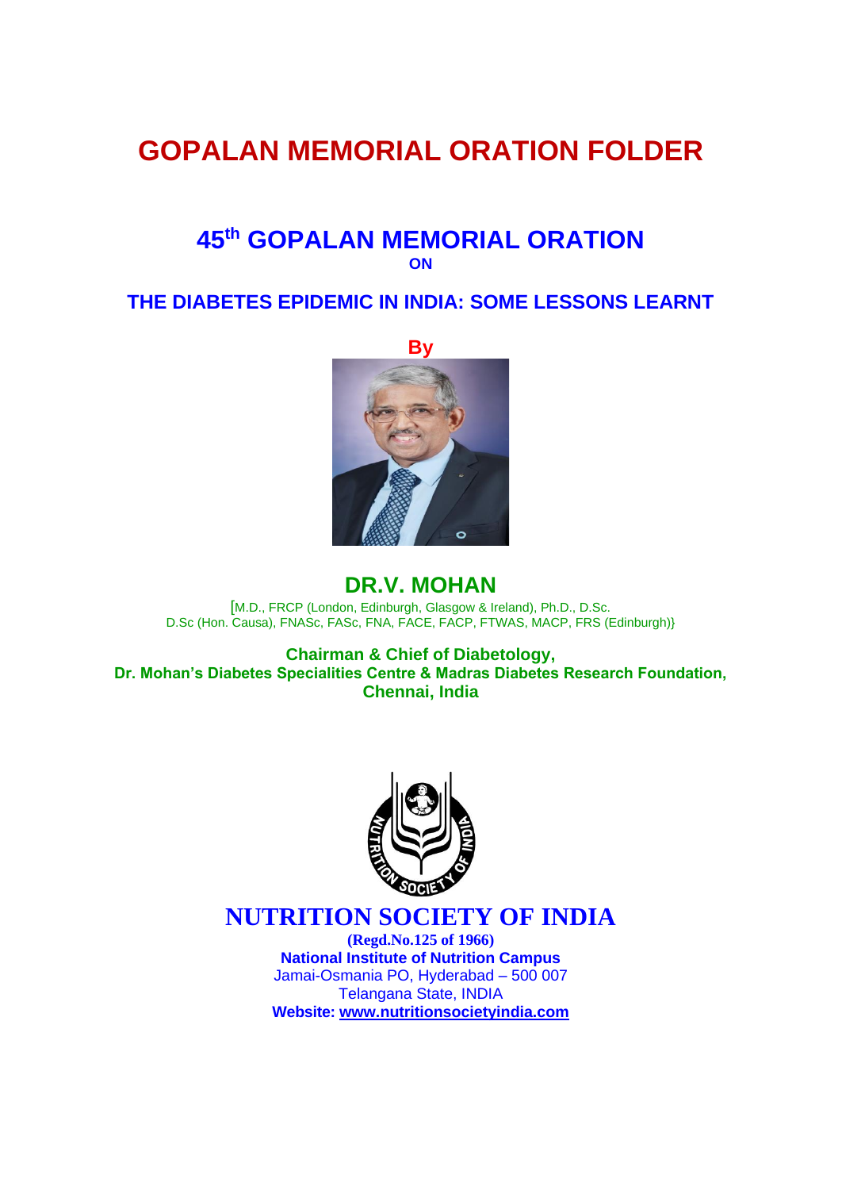# GOPALAN MEMORIAL ORATION FOLDER

## 45th GOPALAN MEMORIAL ORATION

**ON**

## THE DIABETES EPIDEMIC IN INDIA: SOME LESSONS LEARNT

**By**

## DR.V. MOHAN

[M.D., FRCP (London, Edinburgh, Glasgow & Ireland), Ph.D., D.Sc. D.Sc (Hon. Causa), FNASc, FASc, FNA, FACE, FACP, FTWAS, MACP, FRS (Edinburgh)}

**Chairman & Chief of Diabetology,**
**Dr. Mohan's Diabetes Specialities Centre & Madras Diabetes Research Foundation,**
**Chennai, India**

## NUTRITION SOCIETY OF INDIA

**(Regd.No.125 of 1966)**
**National Institute of Nutrition Campus**
Jamai-Osmania PO, Hyderabad – 500 007
Telangana State, INDIA
**Website: www.nutritionsocietyindia.com**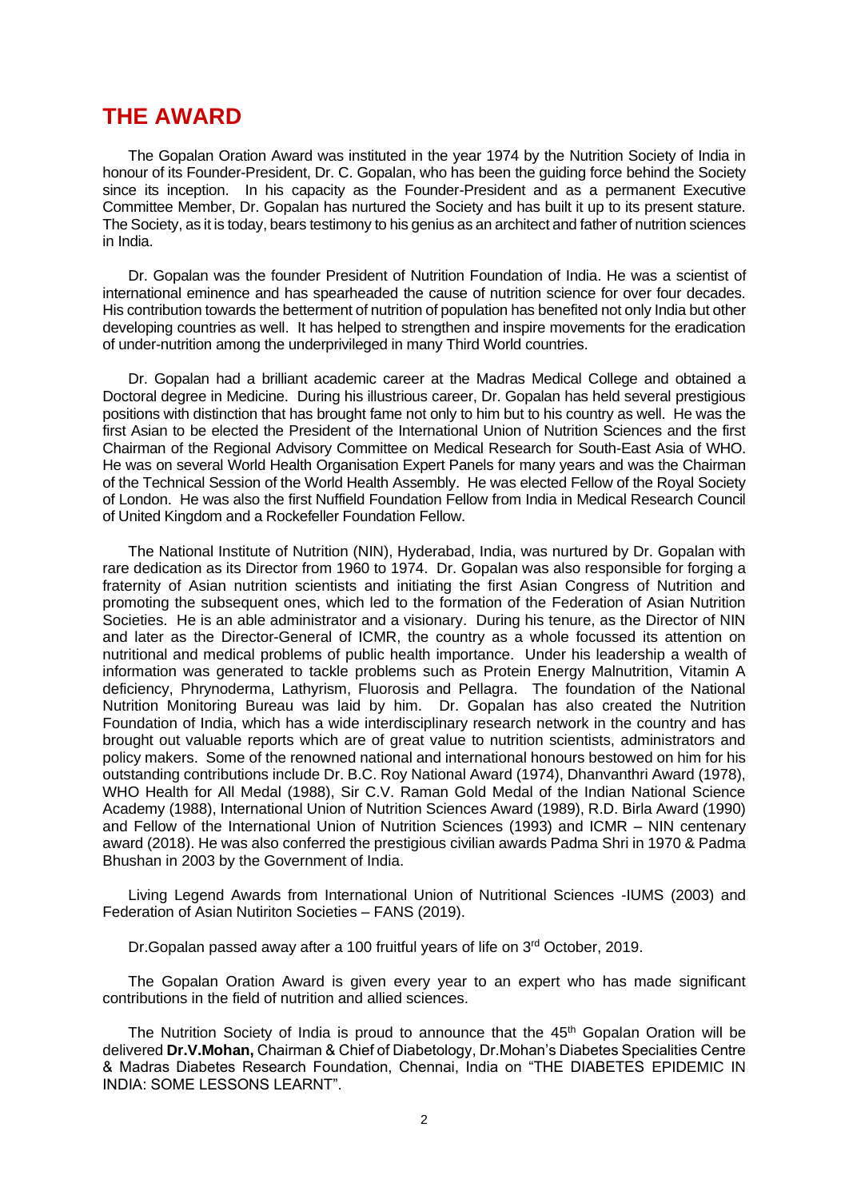# THE AWARD

The Gopalan Oration Award was instituted in the year 1974 by the Nutrition Society of India in honour of its Founder-President, Dr. C. Gopalan, who has been the guiding force behind the Society since its inception. In his capacity as the Founder-President and as a permanent Executive Committee Member, Dr. Gopalan has nurtured the Society and has built it up to its present stature. The Society, as it is today, bears testimony to his genius as an architect and father of nutrition sciences in India.

Dr. Gopalan was the founder President of Nutrition Foundation of India. He was a scientist of international eminence and has spearheaded the cause of nutrition science for over four decades. His contribution towards the betterment of nutrition of population has benefited not only India but other developing countries as well. It has helped to strengthen and inspire movements for the eradication of under-nutrition among the underprivileged in many Third World countries.

Dr. Gopalan had a brilliant academic career at the Madras Medical College and obtained a Doctoral degree in Medicine. During his illustrious career, Dr. Gopalan has held several prestigious positions with distinction that has brought fame not only to him but to his country as well. He was the first Asian to be elected the President of the International Union of Nutrition Sciences and the first Chairman of the Regional Advisory Committee on Medical Research for South-East Asia of WHO. He was on several World Health Organisation Expert Panels for many years and was the Chairman of the Technical Session of the World Health Assembly. He was elected Fellow of the Royal Society of London. He was also the first Nuffield Foundation Fellow from India in Medical Research Council of United Kingdom and a Rockefeller Foundation Fellow.

The National Institute of Nutrition (NIN), Hyderabad, India, was nurtured by Dr. Gopalan with rare dedication as its Director from 1960 to 1974. Dr. Gopalan was also responsible for forging a fraternity of Asian nutrition scientists and initiating the first Asian Congress of Nutrition and promoting the subsequent ones, which led to the formation of the Federation of Asian Nutrition Societies. He is an able administrator and a visionary. During his tenure, as the Director of NIN and later as the Director-General of ICMR, the country as a whole focussed its attention on nutritional and medical problems of public health importance. Under his leadership a wealth of information was generated to tackle problems such as Protein Energy Malnutrition, Vitamin A deficiency, Phrynoderma, Lathyrism, Fluorosis and Pellagra. The foundation of the National Nutrition Monitoring Bureau was laid by him. Dr. Gopalan has also created the Nutrition Foundation of India, which has a wide interdisciplinary research network in the country and has brought out valuable reports which are of great value to nutrition scientists, administrators and policy makers. Some of the renowned national and international honours bestowed on him for his outstanding contributions include Dr. B.C. Roy National Award (1974), Dhanvanthri Award (1978), WHO Health for All Medal (1988), Sir C.V. Raman Gold Medal of the Indian National Science Academy (1988), International Union of Nutrition Sciences Award (1989), R.D. Birla Award (1990) and Fellow of the International Union of Nutrition Sciences (1993) and ICMR – NIN centenary award (2018). He was also conferred the prestigious civilian awards Padma Shri in 1970 & Padma Bhushan in 2003 by the Government of India.

Living Legend Awards from International Union of Nutritional Sciences -IUMS (2003) and Federation of Asian Nutiriton Societies – FANS (2019).

Dr.Gopalan passed away after a 100 fruitful years of life on 3rd October, 2019.

The Gopalan Oration Award is given every year to an expert who has made significant contributions in the field of nutrition and allied sciences.

The Nutrition Society of India is proud to announce that the 45th Gopalan Oration will be delivered **Dr.V.Mohan,** Chairman & Chief of Diabetology, Dr.Mohan's Diabetes Specialities Centre & Madras Diabetes Research Foundation, Chennai, India on "THE DIABETES EPIDEMIC IN INDIA: SOME LESSONS LEARNT".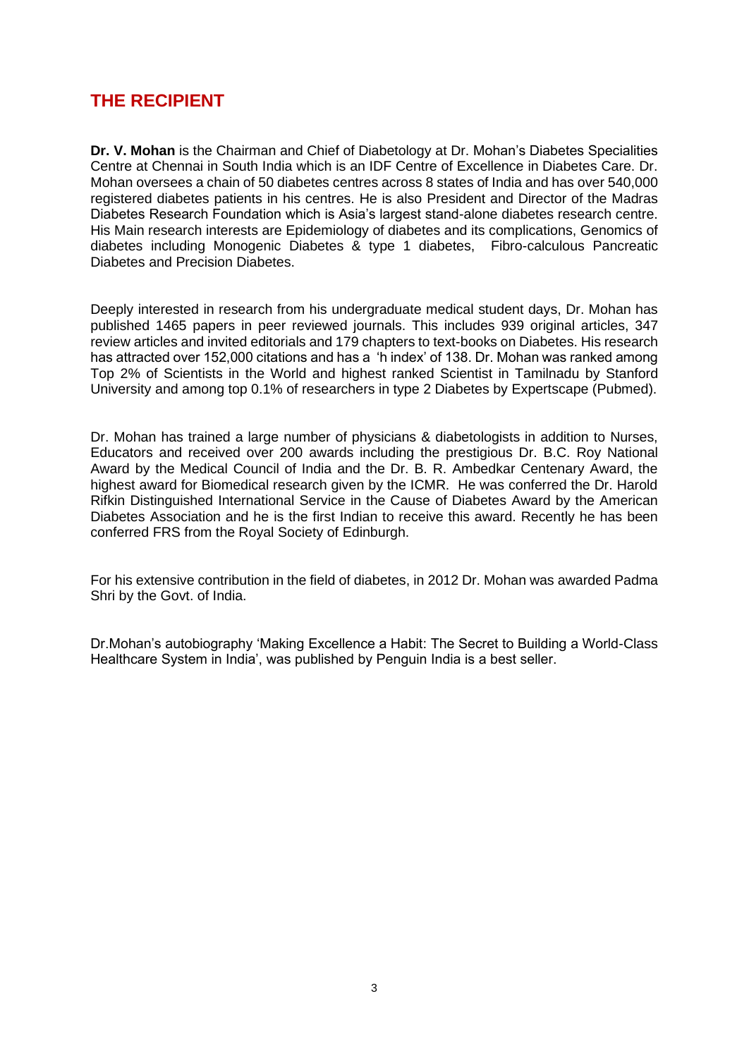## THE RECIPIENT

**Dr. V. Mohan** is the Chairman and Chief of Diabetology at Dr. Mohan's Diabetes Specialities Centre at Chennai in South India which is an IDF Centre of Excellence in Diabetes Care. Dr. Mohan oversees a chain of 50 diabetes centres across 8 states of India and has over 540,000 registered diabetes patients in his centres. He is also President and Director of the Madras Diabetes Research Foundation which is Asia's largest stand-alone diabetes research centre. His Main research interests are Epidemiology of diabetes and its complications, Genomics of diabetes including Monogenic Diabetes & type 1 diabetes, Fibro-calculous Pancreatic Diabetes and Precision Diabetes.

Deeply interested in research from his undergraduate medical student days, Dr. Mohan has published 1465 papers in peer reviewed journals. This includes 939 original articles, 347 review articles and invited editorials and 179 chapters to text-books on Diabetes. His research has attracted over 152,000 citations and has a 'h index' of 138. Dr. Mohan was ranked among Top 2% of Scientists in the World and highest ranked Scientist in Tamilnadu by Stanford University and among top 0.1% of researchers in type 2 Diabetes by Expertscape (Pubmed).

Dr. Mohan has trained a large number of physicians & diabetologists in addition to Nurses, Educators and received over 200 awards including the prestigious Dr. B.C. Roy National Award by the Medical Council of India and the Dr. B. R. Ambedkar Centenary Award, the highest award for Biomedical research given by the ICMR. He was conferred the Dr. Harold Rifkin Distinguished International Service in the Cause of Diabetes Award by the American Diabetes Association and he is the first Indian to receive this award. Recently he has been conferred FRS from the Royal Society of Edinburgh.

For his extensive contribution in the field of diabetes, in 2012 Dr. Mohan was awarded Padma Shri by the Govt. of India.

Dr.Mohan's autobiography 'Making Excellence a Habit: The Secret to Building a World-Class Healthcare System in India', was published by Penguin India is a best seller.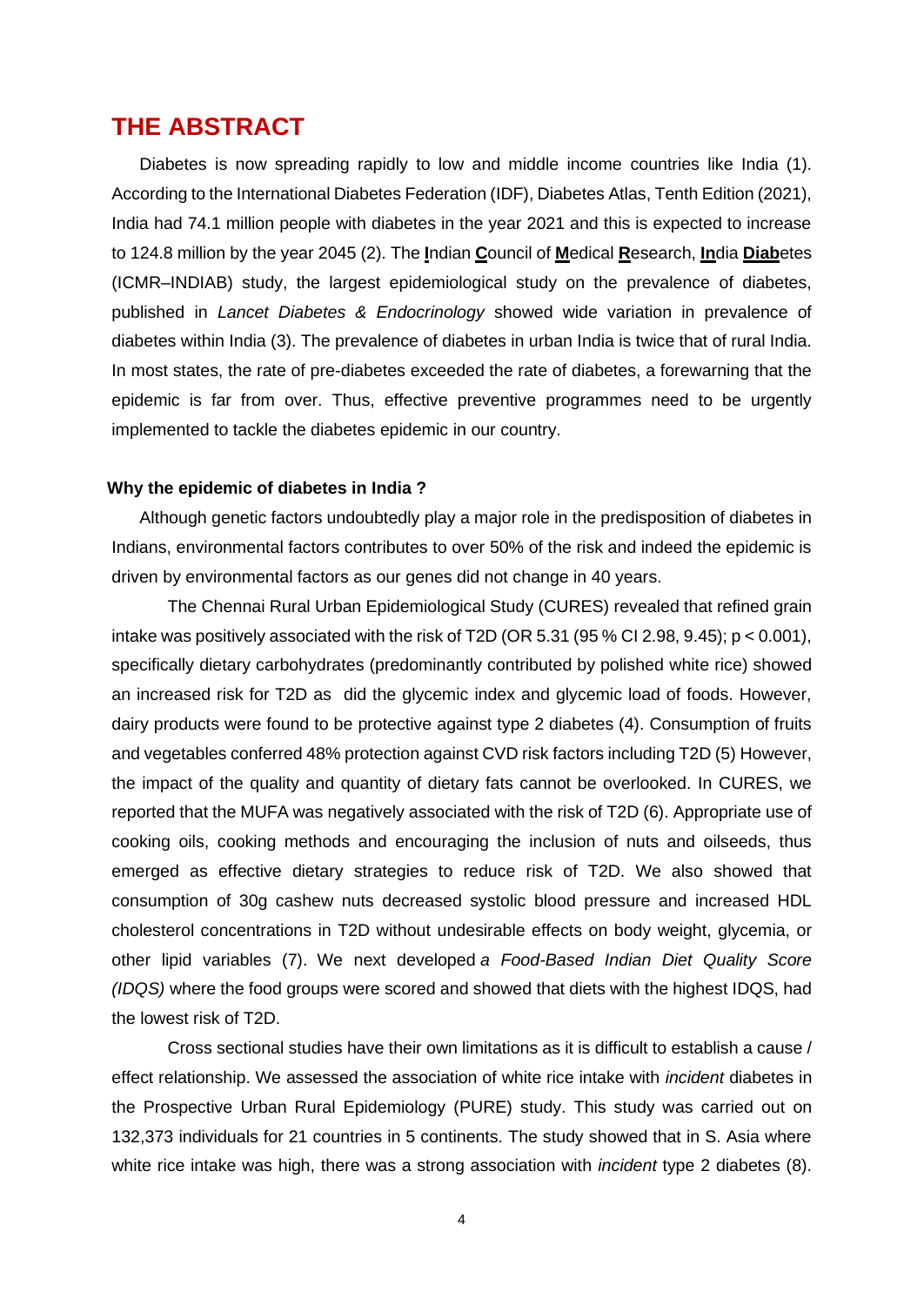# THE ABSTRACT

Diabetes is now spreading rapidly to low and middle income countries like India (1). According to the International Diabetes Federation (IDF), Diabetes Atlas, Tenth Edition (2021), India had 74.1 million people with diabetes in the year 2021 and this is expected to increase to 124.8 million by the year 2045 (2). The **I**ndian **C**ouncil of **M**edical **R**esearch, **In**dia **Diab**etes (ICMR–INDIAB) study, the largest epidemiological study on the prevalence of diabetes, published in *Lancet Diabetes & Endocrinology* showed wide variation in prevalence of diabetes within India (3). The prevalence of diabetes in urban India is twice that of rural India. In most states, the rate of pre-diabetes exceeded the rate of diabetes, a forewarning that the epidemic is far from over. Thus, effective preventive programmes need to be urgently implemented to tackle the diabetes epidemic in our country.

**Why the epidemic of diabetes in India ?**

Although genetic factors undoubtedly play a major role in the predisposition of diabetes in Indians, environmental factors contributes to over 50% of the risk and indeed the epidemic is driven by environmental factors as our genes did not change in 40 years.

The Chennai Rural Urban Epidemiological Study (CURES) revealed that refined grain intake was positively associated with the risk of T2D (OR 5.31 (95 % CI 2.98, 9.45); $p < 0.001$), specifically dietary carbohydrates (predominantly contributed by polished white rice) showed an increased risk for T2D as did the glycemic index and glycemic load of foods. However, dairy products were found to be protective against type 2 diabetes (4). Consumption of fruits and vegetables conferred 48% protection against CVD risk factors including T2D (5) However, the impact of the quality and quantity of dietary fats cannot be overlooked. In CURES, we reported that the MUFA was negatively associated with the risk of T2D (6). Appropriate use of cooking oils, cooking methods and encouraging the inclusion of nuts and oilseeds, thus emerged as effective dietary strategies to reduce risk of T2D. We also showed that consumption of 30g cashew nuts decreased systolic blood pressure and increased HDL cholesterol concentrations in T2D without undesirable effects on body weight, glycemia, or other lipid variables (7). We next developed *a Food-Based Indian Diet Quality Score (IDQS)* where the food groups were scored and showed that diets with the highest IDQS, had the lowest risk of T2D.

Cross sectional studies have their own limitations as it is difficult to establish a cause / effect relationship. We assessed the association of white rice intake with *incident* diabetes in the Prospective Urban Rural Epidemiology (PURE) study. This study was carried out on 132,373 individuals for 21 countries in 5 continents. The study showed that in S. Asia where white rice intake was high, there was a strong association with *incident* type 2 diabetes (8).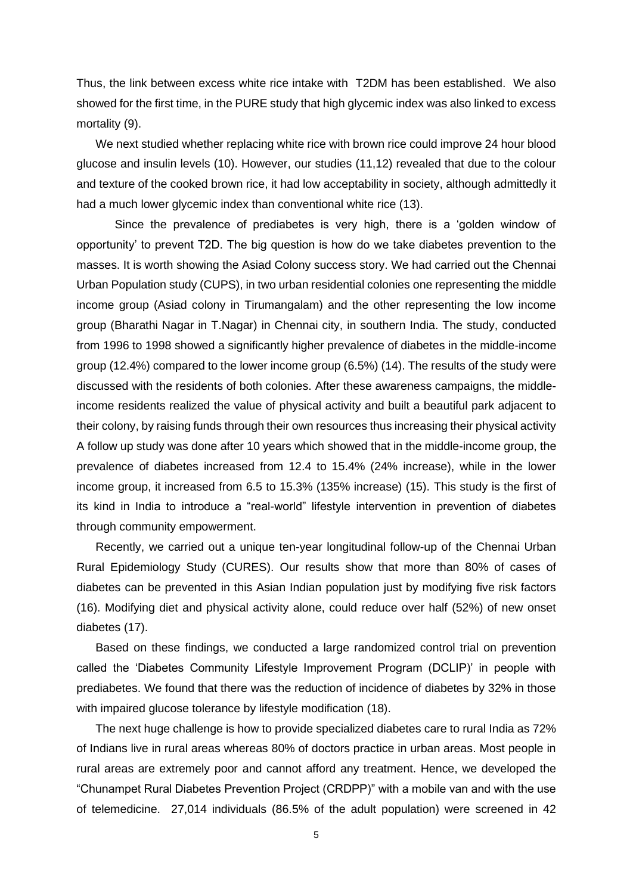Thus, the link between excess white rice intake with T2DM has been established. We also showed for the first time, in the PURE study that high glycemic index was also linked to excess mortality (9).

We next studied whether replacing white rice with brown rice could improve 24 hour blood glucose and insulin levels (10). However, our studies (11,12) revealed that due to the colour and texture of the cooked brown rice, it had low acceptability in society, although admittedly it had a much lower glycemic index than conventional white rice (13).

Since the prevalence of prediabetes is very high, there is a 'golden window of opportunity' to prevent T2D. The big question is how do we take diabetes prevention to the masses. It is worth showing the Asiad Colony success story. We had carried out the Chennai Urban Population study (CUPS), in two urban residential colonies one representing the middle income group (Asiad colony in Tirumangalam) and the other representing the low income group (Bharathi Nagar in T.Nagar) in Chennai city, in southern India. The study, conducted from 1996 to 1998 showed a significantly higher prevalence of diabetes in the middle-income group (12.4%) compared to the lower income group (6.5%) (14). The results of the study were discussed with the residents of both colonies. After these awareness campaigns, the middle-income residents realized the value of physical activity and built a beautiful park adjacent to their colony, by raising funds through their own resources thus increasing their physical activity A follow up study was done after 10 years which showed that in the middle-income group, the prevalence of diabetes increased from 12.4 to 15.4% (24% increase), while in the lower income group, it increased from 6.5 to 15.3% (135% increase) (15). This study is the first of its kind in India to introduce a "real-world" lifestyle intervention in prevention of diabetes through community empowerment.

Recently, we carried out a unique ten-year longitudinal follow-up of the Chennai Urban Rural Epidemiology Study (CURES). Our results show that more than 80% of cases of diabetes can be prevented in this Asian Indian population just by modifying five risk factors (16). Modifying diet and physical activity alone, could reduce over half (52%) of new onset diabetes (17).

Based on these findings, we conducted a large randomized control trial on prevention called the 'Diabetes Community Lifestyle Improvement Program (DCLIP)' in people with prediabetes. We found that there was the reduction of incidence of diabetes by 32% in those with impaired glucose tolerance by lifestyle modification (18).

The next huge challenge is how to provide specialized diabetes care to rural India as 72% of Indians live in rural areas whereas 80% of doctors practice in urban areas. Most people in rural areas are extremely poor and cannot afford any treatment. Hence, we developed the "Chunampet Rural Diabetes Prevention Project (CRDPP)" with a mobile van and with the use of telemedicine. 27,014 individuals (86.5% of the adult population) were screened in 42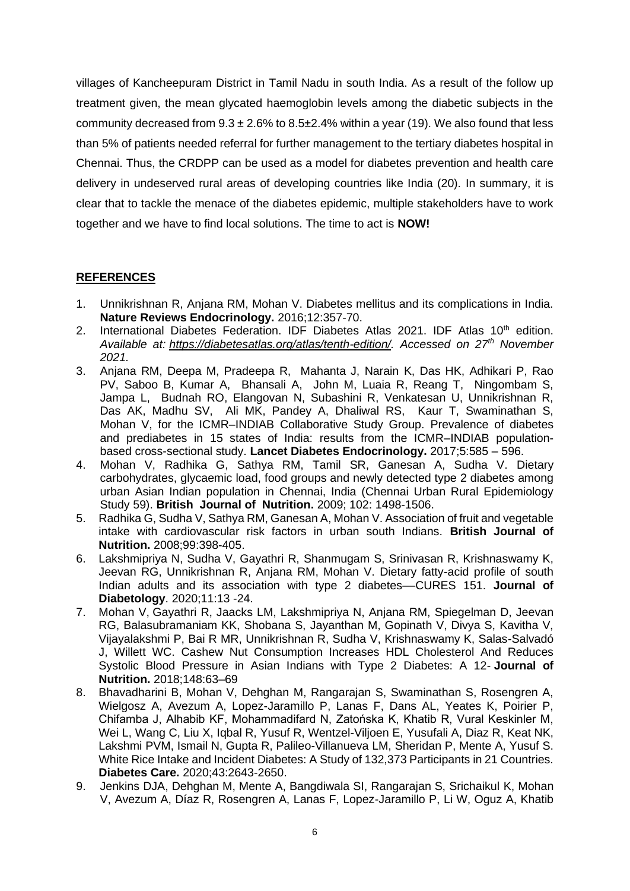villages of Kancheepuram District in Tamil Nadu in south India. As a result of the follow up treatment given, the mean glycated haemoglobin levels among the diabetic subjects in the community decreased from $9.3 \pm 2.6\%$ to $8.5 \pm 2.4\%$ within a year (19). We also found that less than 5% of patients needed referral for further management to the tertiary diabetes hospital in Chennai. Thus, the CRDPP can be used as a model for diabetes prevention and health care delivery in undeserved rural areas of developing countries like India (20). In summary, it is clear that to tackle the menace of the diabetes epidemic, multiple stakeholders have to work together and we have to find local solutions. The time to act is **NOW!**

## REFERENCES

1. Unnikrishnan R, Anjana RM, Mohan V. Diabetes mellitus and its complications in India. **Nature Reviews Endocrinology.** 2016;12:357-70.
2. International Diabetes Federation. IDF Diabetes Atlas 2021. IDF Atlas 10th edition. *Available at: https://diabetesatlas.org/atlas/tenth-edition/. Accessed on 27th November 2021.*
3. Anjana RM, Deepa M, Pradeepa R, Mahanta J, Narain K, Das HK, Adhikari P, Rao PV, Saboo B, Kumar A, Bhansali A, John M, Luaia R, Reang T, Ningombam S, Jampa L, Budnah RO, Elangovan N, Subashini R, Venkatesan U, Unnikrishnan R, Das AK, Madhu SV, Ali MK, Pandey A, Dhaliwal RS, Kaur T, Swaminathan S, Mohan V, for the ICMR–INDIAB Collaborative Study Group. Prevalence of diabetes and prediabetes in 15 states of India: results from the ICMR–INDIAB population-based cross-sectional study. **Lancet Diabetes Endocrinology.** 2017;5:585 – 596.
4. Mohan V, Radhika G, Sathya RM, Tamil SR, Ganesan A, Sudha V. Dietary carbohydrates, glycaemic load, food groups and newly detected type 2 diabetes among urban Asian Indian population in Chennai, India (Chennai Urban Rural Epidemiology Study 59). **British Journal of Nutrition.** 2009; 102: 1498-1506.
5. Radhika G, Sudha V, Sathya RM, Ganesan A, Mohan V. Association of fruit and vegetable intake with cardiovascular risk factors in urban south Indians. **British Journal of Nutrition.** 2008;99:398-405.
6. Lakshmipriya N, Sudha V, Gayathri R, Shanmugam S, Srinivasan R, Krishnaswamy K, Jeevan RG, Unnikrishnan R, Anjana RM, Mohan V. Dietary fatty-acid profile of south Indian adults and its association with type 2 diabetes—CURES 151. **Journal of Diabetology**. 2020;11:13 -24.
7. Mohan V, Gayathri R, Jaacks LM, Lakshmipriya N, Anjana RM, Spiegelman D, Jeevan RG, Balasubramaniam KK, Shobana S, Jayanthan M, Gopinath V, Divya S, Kavitha V, Vijayalakshmi P, Bai R MR, Unnikrishnan R, Sudha V, Krishnaswamy K, Salas-Salvadó J, Willett WC. Cashew Nut Consumption Increases HDL Cholesterol And Reduces Systolic Blood Pressure in Asian Indians with Type 2 Diabetes: A 12- **Journal of Nutrition.** 2018;148:63–69
8. Bhavadharini B, Mohan V, Dehghan M, Rangarajan S, Swaminathan S, Rosengren A, Wielgosz A, Avezum A, Lopez-Jaramillo P, Lanas F, Dans AL, Yeates K, Poirier P, Chifamba J, Alhabib KF, Mohammadifard N, Zatońska K, Khatib R, Vural Keskinler M, Wei L, Wang C, Liu X, Iqbal R, Yusuf R, Wentzel-Viljoen E, Yusufali A, Diaz R, Keat NK, Lakshmi PVM, Ismail N, Gupta R, Palileo-Villanueva LM, Sheridan P, Mente A, Yusuf S. White Rice Intake and Incident Diabetes: A Study of 132,373 Participants in 21 Countries. **Diabetes Care.** 2020;43:2643-2650.
9. Jenkins DJA, Dehghan M, Mente A, Bangdiwala SI, Rangarajan S, Srichaikul K, Mohan V, Avezum A, Díaz R, Rosengren A, Lanas F, Lopez-Jaramillo P, Li W, Oguz A, Khatib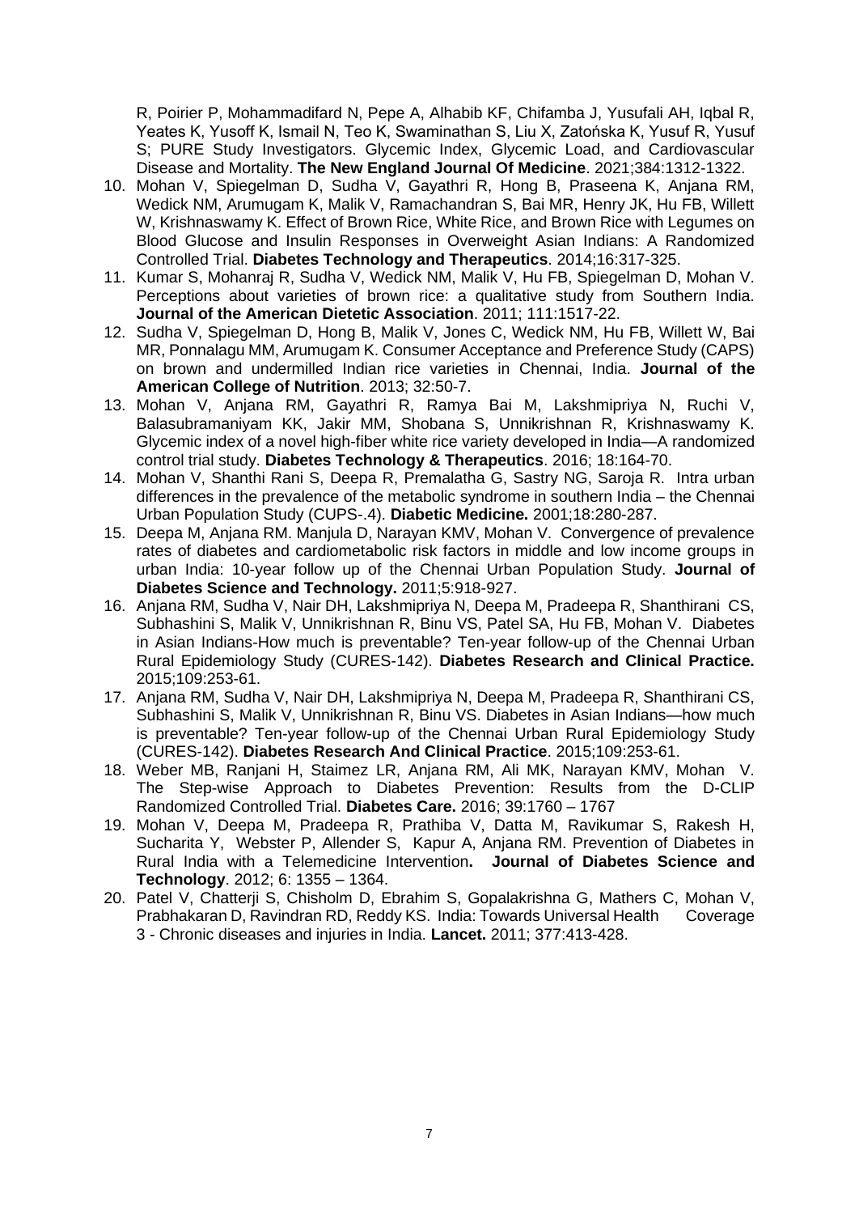R, Poirier P, Mohammadifard N, Pepe A, Alhabib KF, Chifamba J, Yusufali AH, Iqbal R, Yeates K, Yusoff K, Ismail N, Teo K, Swaminathan S, Liu X, Zatońska K, Yusuf R, Yusuf S; PURE Study Investigators. Glycemic Index, Glycemic Load, and Cardiovascular Disease and Mortality. **The New England Journal Of Medicine**. 2021;384:1312-1322.

10. Mohan V, Spiegelman D, Sudha V, Gayathri R, Hong B, Praseena K, Anjana RM, Wedick NM, Arumugam K, Malik V, Ramachandran S, Bai MR, Henry JK, Hu FB, Willett W, Krishnaswamy K. Effect of Brown Rice, White Rice, and Brown Rice with Legumes on Blood Glucose and Insulin Responses in Overweight Asian Indians: A Randomized Controlled Trial. **Diabetes Technology and Therapeutics**. 2014;16:317-325.
11. Kumar S, Mohanraj R, Sudha V, Wedick NM, Malik V, Hu FB, Spiegelman D, Mohan V. Perceptions about varieties of brown rice: a qualitative study from Southern India. **Journal of the American Dietetic Association**. 2011; 111:1517-22.
12. Sudha V, Spiegelman D, Hong B, Malik V, Jones C, Wedick NM, Hu FB, Willett W, Bai MR, Ponnalagu MM, Arumugam K. Consumer Acceptance and Preference Study (CAPS) on brown and undermilled Indian rice varieties in Chennai, India. **Journal of the American College of Nutrition**. 2013; 32:50-7.
13. Mohan V, Anjana RM, Gayathri R, Ramya Bai M, Lakshmipriya N, Ruchi V, Balasubramaniyam KK, Jakir MM, Shobana S, Unnikrishnan R, Krishnaswamy K. Glycemic index of a novel high-fiber white rice variety developed in India—A randomized control trial study. **Diabetes Technology & Therapeutics**. 2016; 18:164-70.
14. Mohan V, Shanthi Rani S, Deepa R, Premalatha G, Sastry NG, Saroja R. Intra urban differences in the prevalence of the metabolic syndrome in southern India – the Chennai Urban Population Study (CUPS-.4). **Diabetic Medicine.** 2001;18:280-287.
15. Deepa M, Anjana RM. Manjula D, Narayan KMV, Mohan V. Convergence of prevalence rates of diabetes and cardiometabolic risk factors in middle and low income groups in urban India: 10-year follow up of the Chennai Urban Population Study. **Journal of Diabetes Science and Technology.** 2011;5:918-927.
16. Anjana RM, Sudha V, Nair DH, Lakshmipriya N, Deepa M, Pradeepa R, Shanthirani CS, Subhashini S, Malik V, Unnikrishnan R, Binu VS, Patel SA, Hu FB, Mohan V. Diabetes in Asian Indians-How much is preventable? Ten-year follow-up of the Chennai Urban Rural Epidemiology Study (CURES-142). **Diabetes Research and Clinical Practice.** 2015;109:253-61.
17. Anjana RM, Sudha V, Nair DH, Lakshmipriya N, Deepa M, Pradeepa R, Shanthirani CS, Subhashini S, Malik V, Unnikrishnan R, Binu VS. Diabetes in Asian Indians—how much is preventable? Ten-year follow-up of the Chennai Urban Rural Epidemiology Study (CURES-142). **Diabetes Research And Clinical Practice**. 2015;109:253-61.
18. Weber MB, Ranjani H, Staimez LR, Anjana RM, Ali MK, Narayan KMV, Mohan V. The Step-wise Approach to Diabetes Prevention: Results from the D-CLIP Randomized Controlled Trial. **Diabetes Care.** 2016; 39:1760 – 1767
19. Mohan V, Deepa M, Pradeepa R, Prathiba V, Datta M, Ravikumar S, Rakesh H, Sucharita Y, Webster P, Allender S, Kapur A, Anjana RM. Prevention of Diabetes in Rural India with a Telemedicine Intervention**. Journal of Diabetes Science and Technology**. 2012; 6: 1355 – 1364.
20. Patel V, Chatterji S, Chisholm D, Ebrahim S, Gopalakrishna G, Mathers C, Mohan V, Prabhakaran D, Ravindran RD, Reddy KS. India: Towards Universal Health Coverage 3 - Chronic diseases and injuries in India. **Lancet.** 2011; 377:413-428.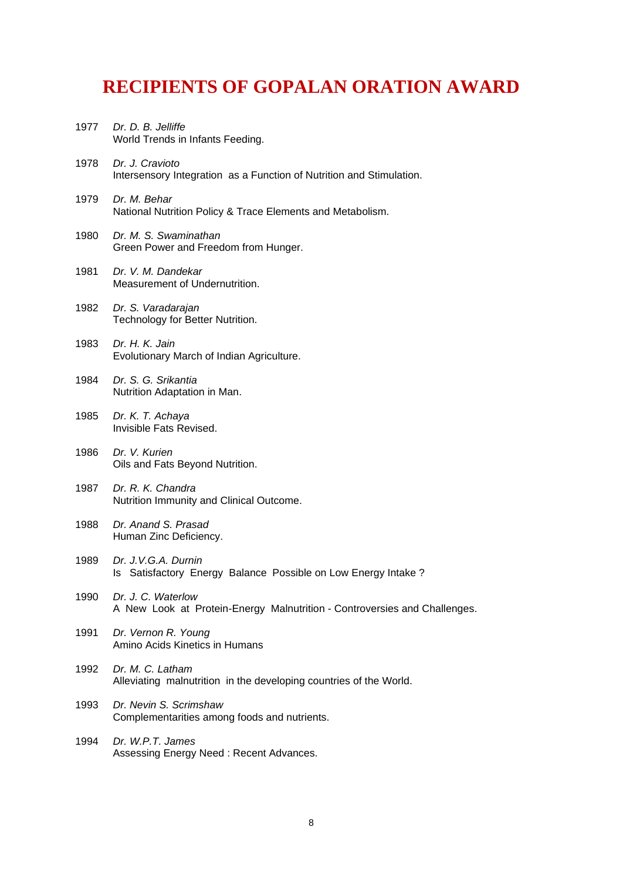# RECIPIENTS OF GOPALAN ORATION AWARD

1977 *Dr. D. B. Jelliffe*
World Trends in Infants Feeding.

1978 *Dr. J. Cravioto*
Intersensory Integration as a Function of Nutrition and Stimulation.

1979 *Dr. M. Behar*
National Nutrition Policy & Trace Elements and Metabolism.

1980 *Dr. M. S. Swaminathan*
Green Power and Freedom from Hunger.

1981 *Dr. V. M. Dandekar*
Measurement of Undernutrition.

1982 *Dr. S. Varadarajan*
Technology for Better Nutrition.

1983 *Dr. H. K. Jain*
Evolutionary March of Indian Agriculture.

1984 *Dr. S. G. Srikantia*
Nutrition Adaptation in Man.

1985 *Dr. K. T. Achaya*
Invisible Fats Revised.

1986 *Dr. V. Kurien*
Oils and Fats Beyond Nutrition.

1987 *Dr. R. K. Chandra*
Nutrition Immunity and Clinical Outcome.

1988 *Dr. Anand S. Prasad*
Human Zinc Deficiency.

1989 *Dr. J.V.G.A. Durnin*
Is Satisfactory Energy Balance Possible on Low Energy Intake ?

1990 *Dr. J. C. Waterlow*
A New Look at Protein-Energy Malnutrition - Controversies and Challenges.

1991 *Dr. Vernon R. Young*
Amino Acids Kinetics in Humans

1992 *Dr. M. C. Latham*
Alleviating malnutrition in the developing countries of the World.

1993 *Dr. Nevin S. Scrimshaw*
Complementarities among foods and nutrients.

1994 *Dr. W.P.T. James*
Assessing Energy Need : Recent Advances.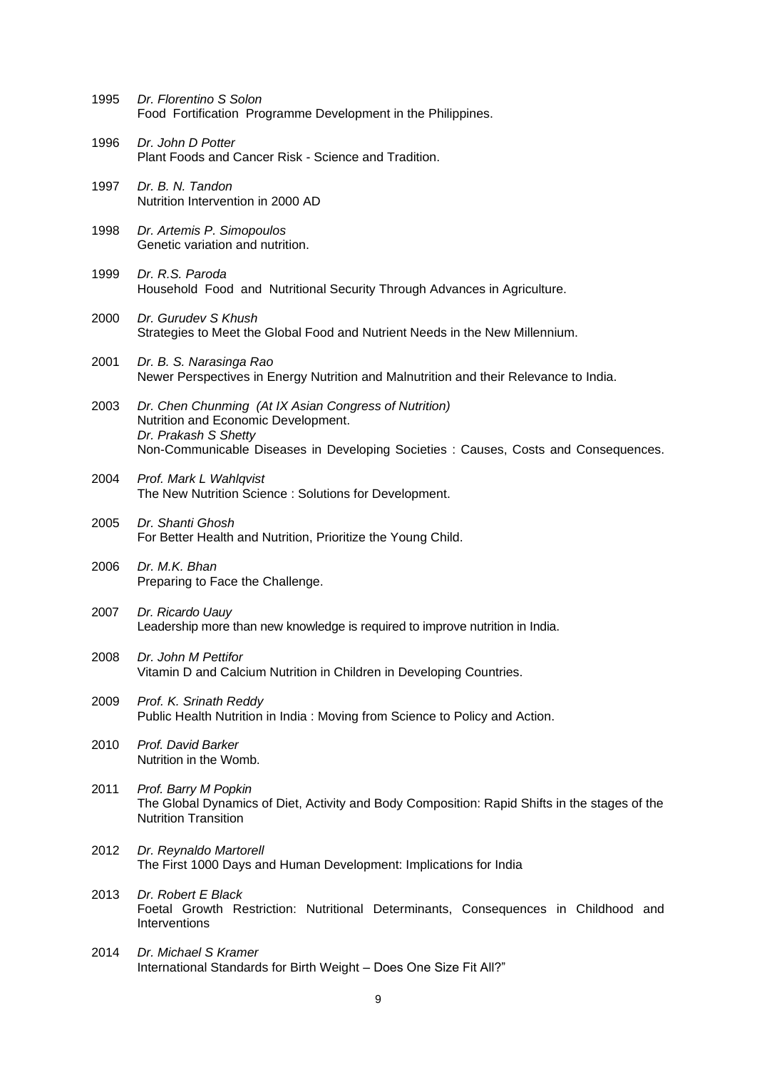1995 *Dr. Florentino S Solon*
Food Fortification Programme Development in the Philippines.

1996 *Dr. John D Potter*
Plant Foods and Cancer Risk - Science and Tradition.

1997 *Dr. B. N. Tandon*
Nutrition Intervention in 2000 AD

1998 *Dr. Artemis P. Simopoulos*
Genetic variation and nutrition.

1999 *Dr. R.S. Paroda*
Household Food and Nutritional Security Through Advances in Agriculture.

2000 *Dr. Gurudev S Khush*
Strategies to Meet the Global Food and Nutrient Needs in the New Millennium.

2001 *Dr. B. S. Narasinga Rao*
Newer Perspectives in Energy Nutrition and Malnutrition and their Relevance to India.

2003 *Dr. Chen Chunming (At IX Asian Congress of Nutrition)*
Nutrition and Economic Development.
*Dr. Prakash S Shetty*
Non-Communicable Diseases in Developing Societies : Causes, Costs and Consequences.

2004 *Prof. Mark L Wahlqvist*
The New Nutrition Science : Solutions for Development.

2005 *Dr. Shanti Ghosh*
For Better Health and Nutrition, Prioritize the Young Child.

2006 *Dr. M.K. Bhan*
Preparing to Face the Challenge.

2007 *Dr. Ricardo Uauy*
Leadership more than new knowledge is required to improve nutrition in India.

2008 *Dr. John M Pettifor*
Vitamin D and Calcium Nutrition in Children in Developing Countries.

2009 *Prof. K. Srinath Reddy*
Public Health Nutrition in India : Moving from Science to Policy and Action.

2010 *Prof. David Barker*
Nutrition in the Womb.

2011 *Prof. Barry M Popkin*
The Global Dynamics of Diet, Activity and Body Composition: Rapid Shifts in the stages of the Nutrition Transition

2012 *Dr. Reynaldo Martorell*
The First 1000 Days and Human Development: Implications for India

2013 *Dr. Robert E Black*
Foetal Growth Restriction: Nutritional Determinants, Consequences in Childhood and Interventions

2014 *Dr. Michael S Kramer*
International Standards for Birth Weight – Does One Size Fit All?"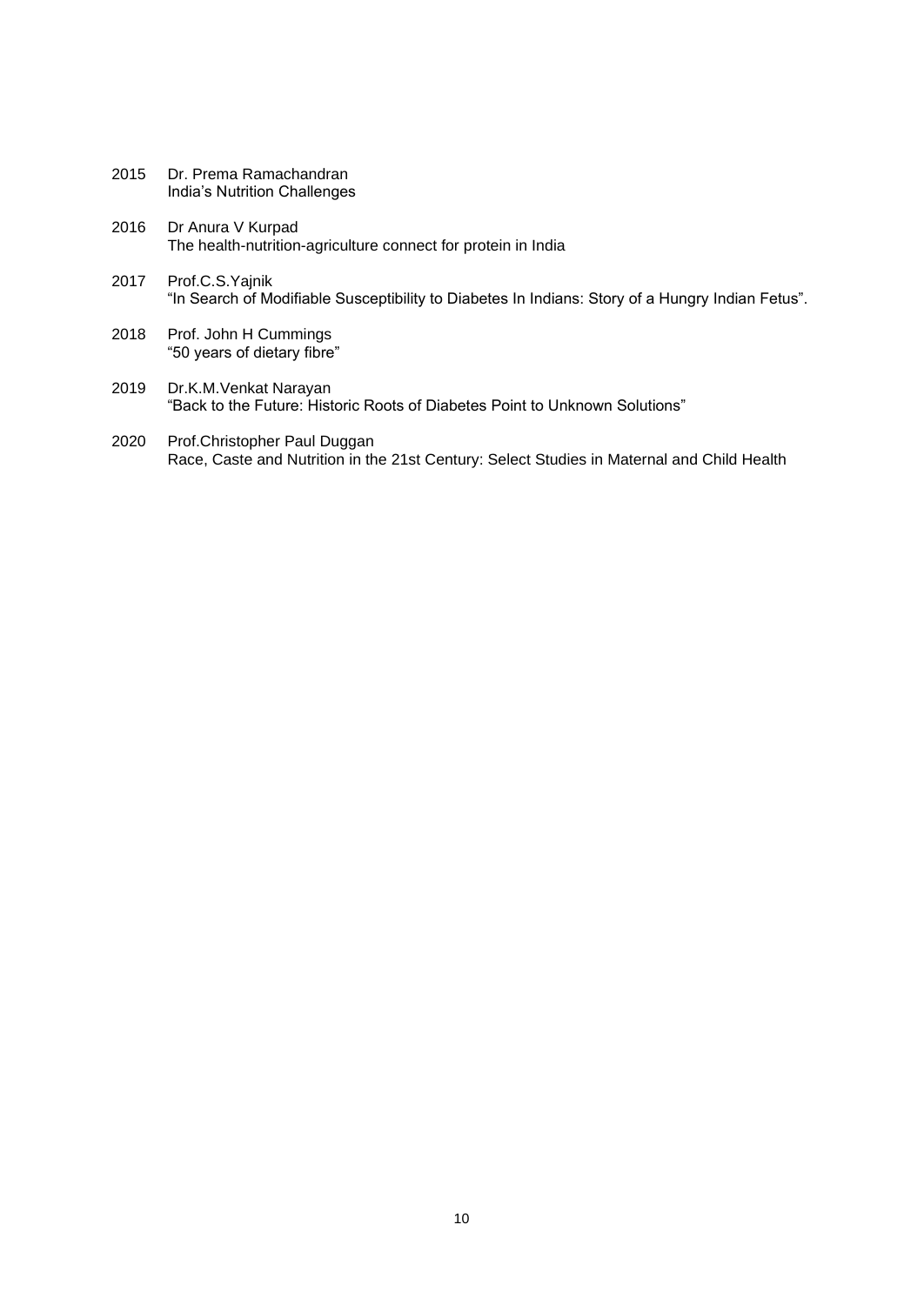2015 Dr. Prema Ramachandran
India's Nutrition Challenges

2016 Dr Anura V Kurpad
The health-nutrition-agriculture connect for protein in India

2017 Prof.C.S.Yajnik
"In Search of Modifiable Susceptibility to Diabetes In Indians: Story of a Hungry Indian Fetus".

2018 Prof. John H Cummings
"50 years of dietary fibre"

2019 Dr.K.M.Venkat Narayan
"Back to the Future: Historic Roots of Diabetes Point to Unknown Solutions"

2020 Prof.Christopher Paul Duggan
Race, Caste and Nutrition in the 21st Century: Select Studies in Maternal and Child Health